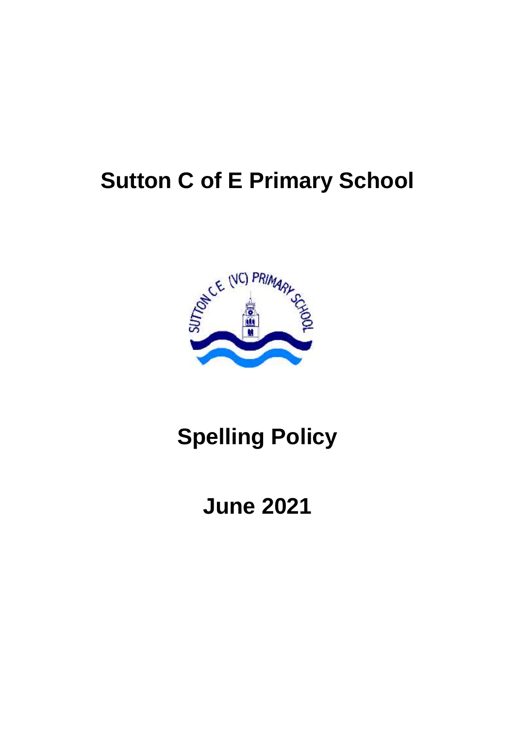# Sutton C of E Primary School

# Spelling Policy

# June 2021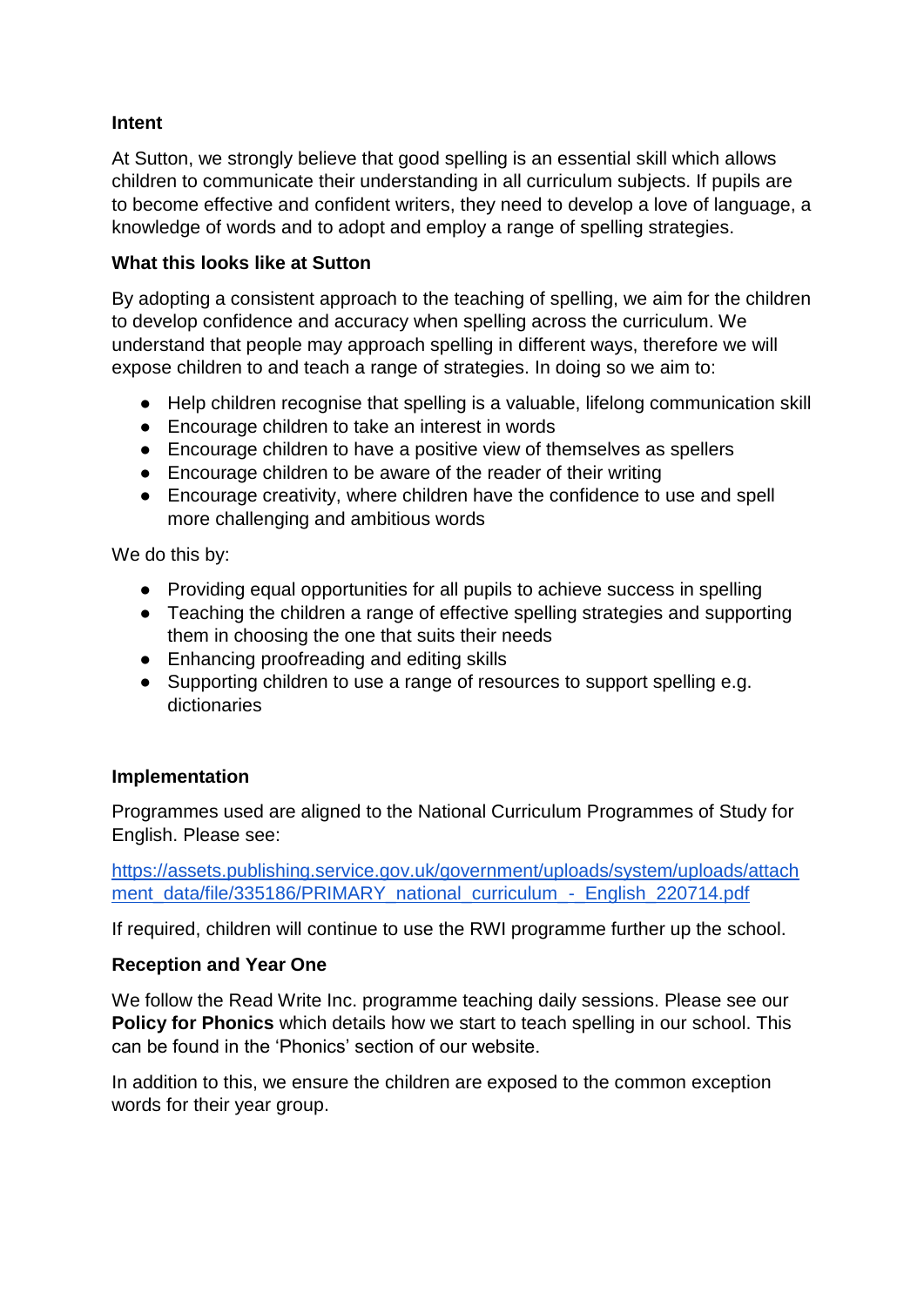**Intent**

At Sutton, we strongly believe that good spelling is an essential skill which allows children to communicate their understanding in all curriculum subjects. If pupils are to become effective and confident writers, they need to develop a love of language, a knowledge of words and to adopt and employ a range of spelling strategies.

**What this looks like at Sutton**

By adopting a consistent approach to the teaching of spelling, we aim for the children to develop confidence and accuracy when spelling across the curriculum. We understand that people may approach spelling in different ways, therefore we will expose children to and teach a range of strategies. In doing so we aim to:

- Help children recognise that spelling is a valuable, lifelong communication skill
- Encourage children to take an interest in words
- Encourage children to have a positive view of themselves as spellers
- Encourage children to be aware of the reader of their writing
- Encourage creativity, where children have the confidence to use and spell more challenging and ambitious words

We do this by:

- Providing equal opportunities for all pupils to achieve success in spelling
- Teaching the children a range of effective spelling strategies and supporting them in choosing the one that suits their needs
- Enhancing proofreading and editing skills
- Supporting children to use a range of resources to support spelling e.g. dictionaries

**Implementation**

Programmes used are aligned to the National Curriculum Programmes of Study for English. Please see:

[https://assets.publishing.service.gov.uk/government/uploads/system/uploads/attachment_data/file/335186/PRIMARY_national_curriculum_-_English_220714.pdf](https://assets.publishing.service.gov.uk/government/uploads/system/uploads/attachment_data/file/335186/PRIMARY_national_curriculum_-_English_220714.pdf)

If required, children will continue to use the RWI programme further up the school.

**Reception and Year One**

We follow the Read Write Inc. programme teaching daily sessions. Please see our **Policy for Phonics** which details how we start to teach spelling in our school. This can be found in the 'Phonics' section of our website.

In addition to this, we ensure the children are exposed to the common exception words for their year group.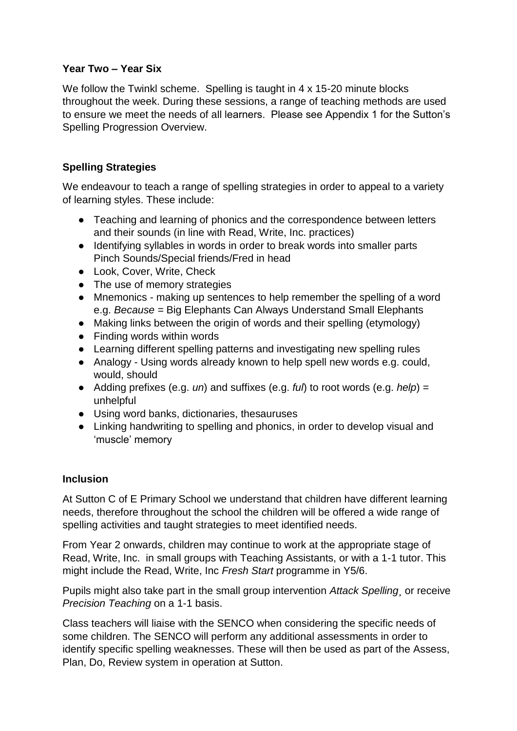**Year Two – Year Six**

We follow the Twinkl scheme. Spelling is taught in 4 x 15-20 minute blocks throughout the week. During these sessions, a range of teaching methods are used to ensure we meet the needs of all learners. Please see Appendix 1 for the Sutton's Spelling Progression Overview.

**Spelling Strategies**

We endeavour to teach a range of spelling strategies in order to appeal to a variety of learning styles. These include:

- Teaching and learning of phonics and the correspondence between letters and their sounds (in line with Read, Write, Inc. practices)
- Identifying syllables in words in order to break words into smaller parts Pinch Sounds/Special friends/Fred in head
- Look, Cover, Write, Check
- The use of memory strategies
- Mnemonics - making up sentences to help remember the spelling of a word e.g. *Because* = Big Elephants Can Always Understand Small Elephants
- Making links between the origin of words and their spelling (etymology)
- Finding words within words
- Learning different spelling patterns and investigating new spelling rules
- Analogy - Using words already known to help spell new words e.g. could, would, should
- Adding prefixes (e.g. *un*) and suffixes (e.g. *ful*) to root words (e.g. *help*) = unhelpful
- Using word banks, dictionaries, thesauruses
- Linking handwriting to spelling and phonics, in order to develop visual and 'muscle' memory

**Inclusion**

At Sutton C of E Primary School we understand that children have different learning needs, therefore throughout the school the children will be offered a wide range of spelling activities and taught strategies to meet identified needs.

From Year 2 onwards, children may continue to work at the appropriate stage of Read, Write, Inc. in small groups with Teaching Assistants, or with a 1-1 tutor. This might include the Read, Write, Inc *Fresh Start* programme in Y5/6.

Pupils might also take part in the small group intervention *Attack Spelling*¸ or receive *Precision Teaching* on a 1-1 basis.

Class teachers will liaise with the SENCO when considering the specific needs of some children. The SENCO will perform any additional assessments in order to identify specific spelling weaknesses. These will then be used as part of the Assess, Plan, Do, Review system in operation at Sutton.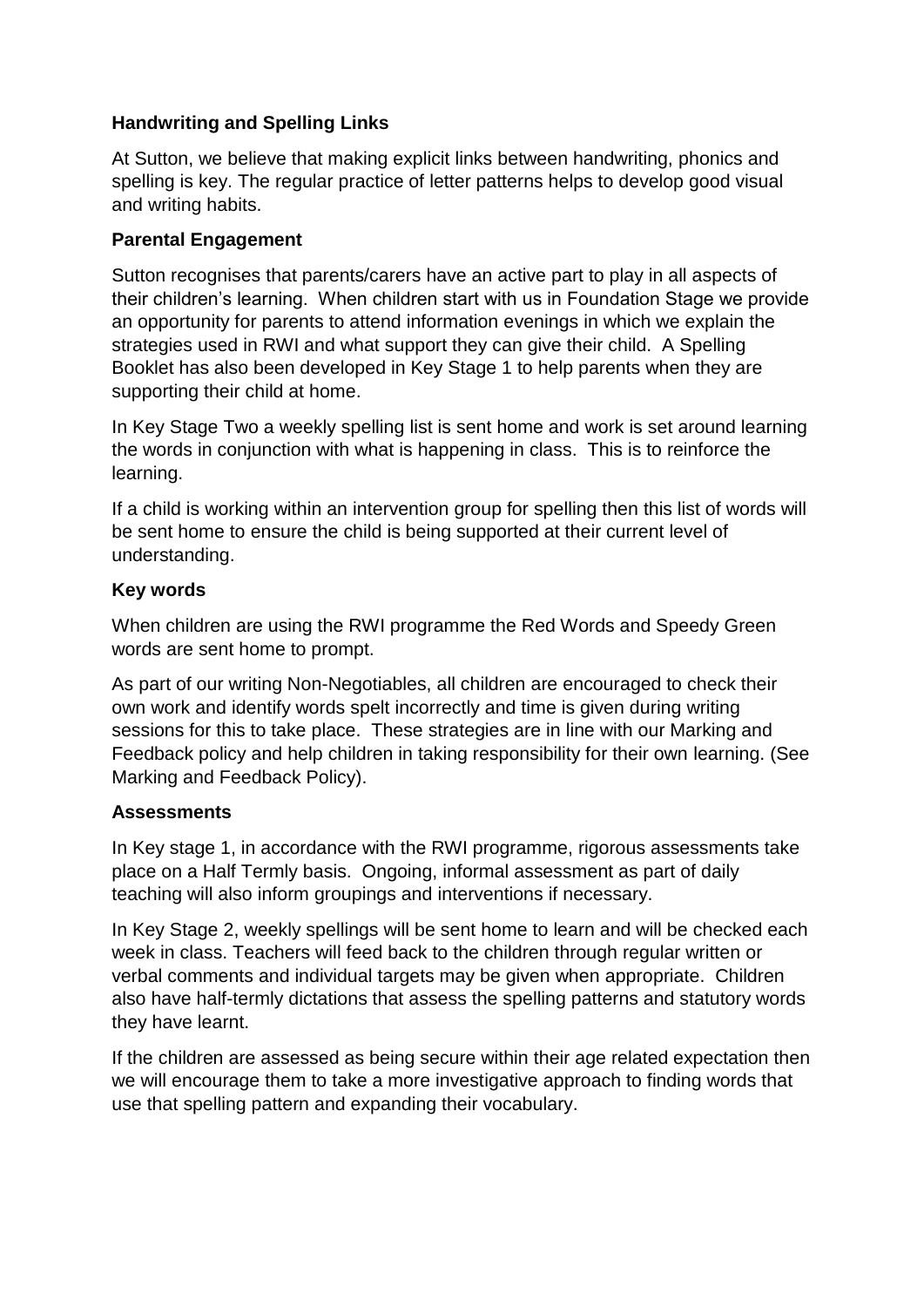**Handwriting and Spelling Links**

At Sutton, we believe that making explicit links between handwriting, phonics and spelling is key. The regular practice of letter patterns helps to develop good visual and writing habits.

**Parental Engagement**

Sutton recognises that parents/carers have an active part to play in all aspects of their children's learning. When children start with us in Foundation Stage we provide an opportunity for parents to attend information evenings in which we explain the strategies used in RWI and what support they can give their child. A Spelling Booklet has also been developed in Key Stage 1 to help parents when they are supporting their child at home.

In Key Stage Two a weekly spelling list is sent home and work is set around learning the words in conjunction with what is happening in class. This is to reinforce the learning.

If a child is working within an intervention group for spelling then this list of words will be sent home to ensure the child is being supported at their current level of understanding.

**Key words**

When children are using the RWI programme the Red Words and Speedy Green words are sent home to prompt.

As part of our writing Non-Negotiables, all children are encouraged to check their own work and identify words spelt incorrectly and time is given during writing sessions for this to take place. These strategies are in line with our Marking and Feedback policy and help children in taking responsibility for their own learning. (See Marking and Feedback Policy).

**Assessments**

In Key stage 1, in accordance with the RWI programme, rigorous assessments take place on a Half Termly basis. Ongoing, informal assessment as part of daily teaching will also inform groupings and interventions if necessary.

In Key Stage 2, weekly spellings will be sent home to learn and will be checked each week in class. Teachers will feed back to the children through regular written or verbal comments and individual targets may be given when appropriate. Children also have half-termly dictations that assess the spelling patterns and statutory words they have learnt.

If the children are assessed as being secure within their age related expectation then we will encourage them to take a more investigative approach to finding words that use that spelling pattern and expanding their vocabulary.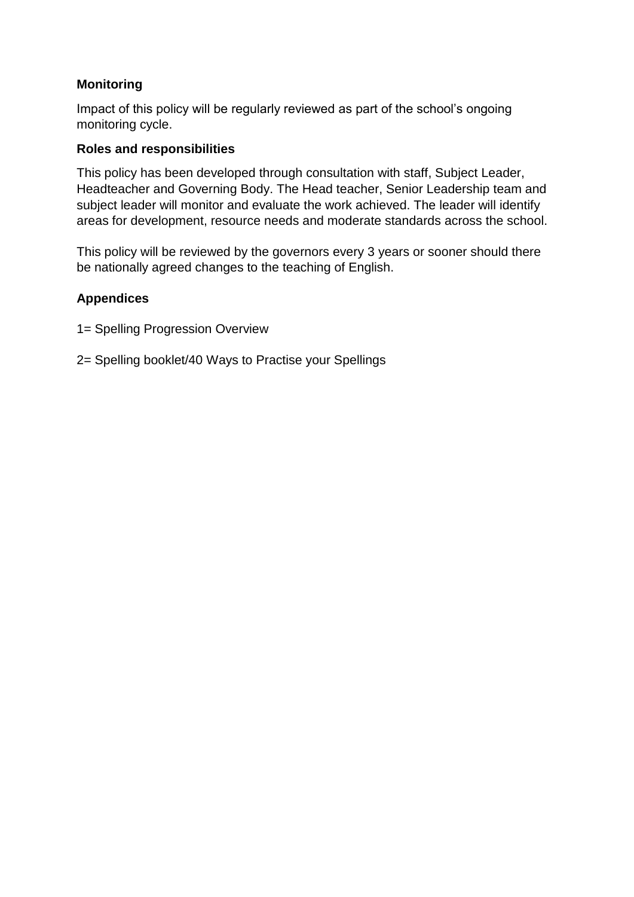**Monitoring**

Impact of this policy will be regularly reviewed as part of the school's ongoing monitoring cycle.

**Roles and responsibilities**

This policy has been developed through consultation with staff, Subject Leader, Headteacher and Governing Body. The Head teacher, Senior Leadership team and subject leader will monitor and evaluate the work achieved. The leader will identify areas for development, resource needs and moderate standards across the school.

This policy will be reviewed by the governors every 3 years or sooner should there be nationally agreed changes to the teaching of English.

**Appendices**

1= Spelling Progression Overview

2= Spelling booklet/40 Ways to Practise your Spellings